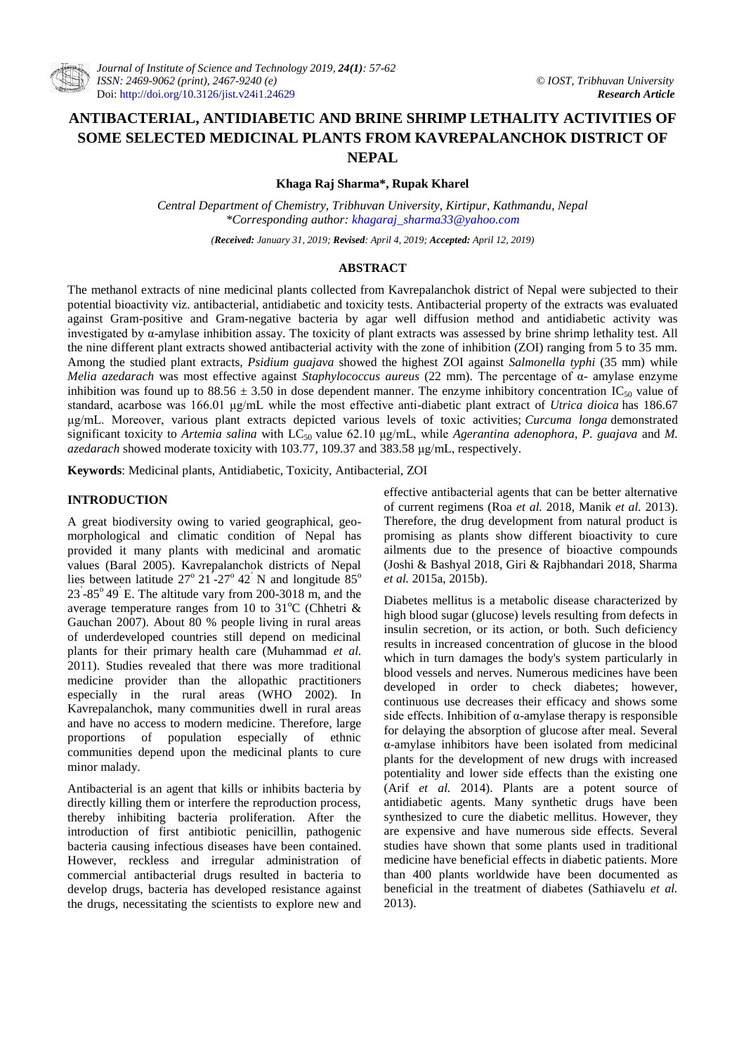# ANTIBACTERIAL, ANTIDIABETIC AND BRINE SHRIMP LETHALITY ACTIVITIES OF SOME SELECTED MEDICINAL PLANTS FROM KAVREPALANCHOK DISTRICT OF NEPAL

**Khaga Raj Sharma\*, Rupak Kharel**

*Central Department of Chemistry, Tribhuvan University, Kirtipur, Kathmandu, Nepal*
*\*Corresponding author: khagaraj_sharma33@yahoo.com*

*(**Received:** January 31, 2019; **Revised**: April 4, 2019; **Accepted:** April 12, 2019)*

## ABSTRACT

The methanol extracts of nine medicinal plants collected from Kavrepalanchok district of Nepal were subjected to their potential bioactivity viz. antibacterial, antidiabetic and toxicity tests. Antibacterial property of the extracts was evaluated against Gram-positive and Gram-negative bacteria by agar well diffusion method and antidiabetic activity was investigated by α-amylase inhibition assay. The toxicity of plant extracts was assessed by brine shrimp lethality test. All the nine different plant extracts showed antibacterial activity with the zone of inhibition (ZOI) ranging from 5 to 35 mm. Among the studied plant extracts, *Psidium guajava* showed the highest ZOI against *Salmonella typhi* (35 mm) while *Melia azedarach* was most effective against *Staphylococcus aureus* (22 mm). The percentage of α- amylase enzyme inhibition was found up to 88.56 ± 3.50 in dose dependent manner. The enzyme inhibitory concentration $IC_{50}$ value of standard, acarbose was 166.01 μg/mL while the most effective anti-diabetic plant extract of *Utrica dioica* has 186.67 μg/mL. Moreover, various plant extracts depicted various levels of toxic activities; *Curcuma longa* demonstrated significant toxicity to *Artemia salina* with $LC_{50}$ value 62.10 μg/mL, while *Agerantina adenophora, P. guajava* and *M. azedarach* showed moderate toxicity with 103.77, 109.37 and 383.58 μg/mL, respectively.

**Keywords**: Medicinal plants, Antidiabetic, Toxicity, Antibacterial, ZOI

## INTRODUCTION

A great biodiversity owing to varied geographical, geo-morphological and climatic condition of Nepal has provided it many plants with medicinal and aromatic values (Baral 2005). Kavrepalanchok districts of Nepal lies between latitude 27° 21'-27° 42' N and longitude 85° 23'-85° 49' E. The altitude vary from 200-3018 m, and the average temperature ranges from 10 to 31°C (Chhetri & Gauchan 2007). About 80 % people living in rural areas of underdeveloped countries still depend on medicinal plants for their primary health care (Muhammad *et al.* 2011). Studies revealed that there was more traditional medicine provider than the allopathic practitioners especially in the rural areas (WHO 2002). In Kavrepalanchok, many communities dwell in rural areas and have no access to modern medicine. Therefore, large proportions of population especially of ethnic communities depend upon the medicinal plants to cure minor malady.

Antibacterial is an agent that kills or inhibits bacteria by directly killing them or interfere the reproduction process, thereby inhibiting bacteria proliferation. After the introduction of first antibiotic penicillin, pathogenic bacteria causing infectious diseases have been contained. However, reckless and irregular administration of commercial antibacterial drugs resulted in bacteria to develop drugs, bacteria has developed resistance against the drugs, necessitating the scientists to explore new and effective antibacterial agents that can be better alternative of current regimens (Roa *et al.* 2018, Manik *et al.* 2013). Therefore, the drug development from natural product is promising as plants show different bioactivity to cure ailments due to the presence of bioactive compounds (Joshi & Bashyal 2018, Giri & Rajbhandari 2018, Sharma *et al.* 2015a, 2015b).

Diabetes mellitus is a metabolic disease characterized by high blood sugar (glucose) levels resulting from defects in insulin secretion, or its action, or both. Such deficiency results in increased concentration of glucose in the blood which in turn damages the body's system particularly in blood vessels and nerves. Numerous medicines have been developed in order to check diabetes; however, continuous use decreases their efficacy and shows some side effects. Inhibition of α-amylase therapy is responsible for delaying the absorption of glucose after meal. Several α-amylase inhibitors have been isolated from medicinal plants for the development of new drugs with increased potentiality and lower side effects than the existing one (Arif *et al.* 2014). Plants are a potent source of antidiabetic agents. Many synthetic drugs have been synthesized to cure the diabetic mellitus. However, they are expensive and have numerous side effects. Several studies have shown that some plants used in traditional medicine have beneficial effects in diabetic patients. More than 400 plants worldwide have been documented as beneficial in the treatment of diabetes (Sathiavelu *et al.* 2013).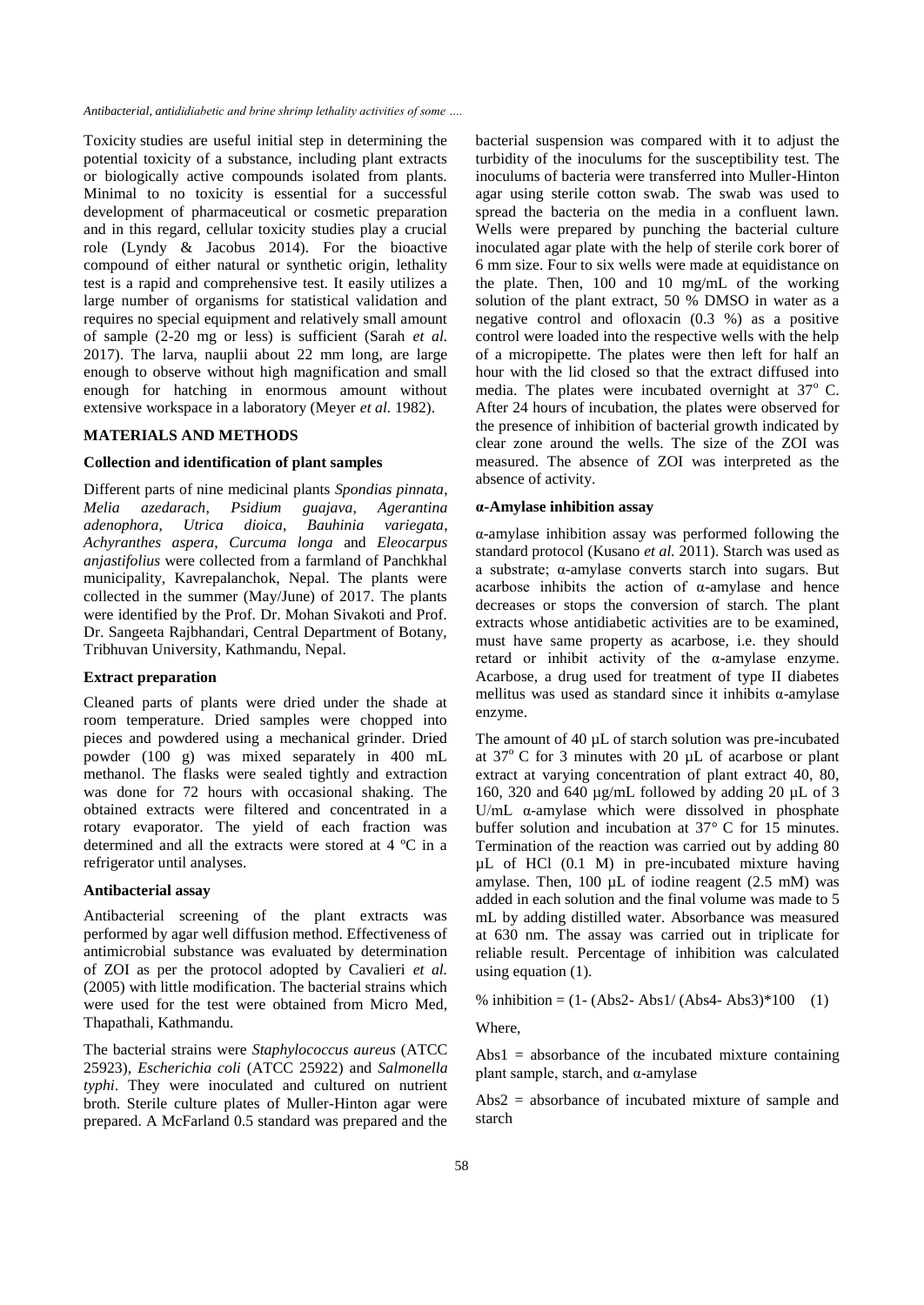Toxicity studies are useful initial step in determining the potential toxicity of a substance, including plant extracts or biologically active compounds isolated from plants. Minimal to no toxicity is essential for a successful development of pharmaceutical or cosmetic preparation and in this regard, cellular toxicity studies play a crucial role (Lyndy & Jacobus 2014). For the bioactive compound of either natural or synthetic origin, lethality test is a rapid and comprehensive test. It easily utilizes a large number of organisms for statistical validation and requires no special equipment and relatively small amount of sample (2-20 mg or less) is sufficient (Sarah *et al.* 2017). The larva, nauplii about 22 mm long, are large enough to observe without high magnification and small enough for hatching in enormous amount without extensive workspace in a laboratory (Meyer *et al.* 1982).

## MATERIALS AND METHODS

### Collection and identification of plant samples

Different parts of nine medicinal plants *Spondias pinnata*, *Melia azedarach*, *Psidium guajava*, *Agerantina adenophora*, *Utrica dioica*, *Bauhinia variegata*, *Achyranthes aspera*, *Curcuma longa* and *Eleocarpus anjastifolius* were collected from a farmland of Panchkhal municipality, Kavrepalanchok, Nepal. The plants were collected in the summer (May/June) of 2017. The plants were identified by the Prof. Dr. Mohan Sivakoti and Prof. Dr. Sangeeta Rajbhandari, Central Department of Botany, Tribhuvan University, Kathmandu, Nepal.

### Extract preparation

Cleaned parts of plants were dried under the shade at room temperature. Dried samples were chopped into pieces and powdered using a mechanical grinder. Dried powder (100 g) was mixed separately in 400 mL methanol. The flasks were sealed tightly and extraction was done for 72 hours with occasional shaking. The obtained extracts were filtered and concentrated in a rotary evaporator. The yield of each fraction was determined and all the extracts were stored at 4 ºC in a refrigerator until analyses.

### Antibacterial assay

Antibacterial screening of the plant extracts was performed by agar well diffusion method. Effectiveness of antimicrobial substance was evaluated by determination of ZOI as per the protocol adopted by Cavalieri *et al.* (2005) with little modification. The bacterial strains which were used for the test were obtained from Micro Med, Thapathali, Kathmandu.

The bacterial strains were *Staphylococcus aureus* (ATCC 25923), *Escherichia coli* (ATCC 25922) and *Salmonella typhi*. They were inoculated and cultured on nutrient broth. Sterile culture plates of Muller-Hinton agar were prepared. A McFarland 0.5 standard was prepared and the bacterial suspension was compared with it to adjust the turbidity of the inoculums for the susceptibility test. The inoculums of bacteria were transferred into Muller-Hinton agar using sterile cotton swab. The swab was used to spread the bacteria on the media in a confluent lawn. Wells were prepared by punching the bacterial culture inoculated agar plate with the help of sterile cork borer of 6 mm size. Four to six wells were made at equidistance on the plate. Then, 100 and 10 mg/mL of the working solution of the plant extract, 50 % DMSO in water as a negative control and ofloxacin (0.3 %) as a positive control were loaded into the respective wells with the help of a micropipette. The plates were then left for half an hour with the lid closed so that the extract diffused into media. The plates were incubated overnight at 37º C. After 24 hours of incubation, the plates were observed for the presence of inhibition of bacterial growth indicated by clear zone around the wells. The size of the ZOI was measured. The absence of ZOI was interpreted as the absence of activity.

### α-Amylase inhibition assay

α-amylase inhibition assay was performed following the standard protocol (Kusano *et al.* 2011). Starch was used as a substrate; α-amylase converts starch into sugars. But acarbose inhibits the action of α-amylase and hence decreases or stops the conversion of starch. The plant extracts whose antidiabetic activities are to be examined, must have same property as acarbose, i.e. they should retard or inhibit activity of the α-amylase enzyme. Acarbose, a drug used for treatment of type II diabetes mellitus was used as standard since it inhibits α-amylase enzyme.

The amount of 40 µL of starch solution was pre-incubated at 37º C for 3 minutes with 20 µL of acarbose or plant extract at varying concentration of plant extract 40, 80, 160, 320 and 640 µg/mL followed by adding 20 µL of 3 U/mL α-amylase which were dissolved in phosphate buffer solution and incubation at 37° C for 15 minutes. Termination of the reaction was carried out by adding 80 µL of HCl (0.1 M) in pre-incubated mixture having amylase. Then, 100 µL of iodine reagent (2.5 mM) was added in each solution and the final volume was made to 5 mL by adding distilled water. Absorbance was measured at 630 nm. The assay was carried out in triplicate for reliable result. Percentage of inhibition was calculated using equation (1).

$$\% \text{ inhibition} = (1- (\text{Abs2- Abs1}/ (\text{Abs4- Abs3})*100 \quad (1)$$

Where,

Abs1 = absorbance of the incubated mixture containing plant sample, starch, and α-amylase

Abs2 = absorbance of incubated mixture of sample and starch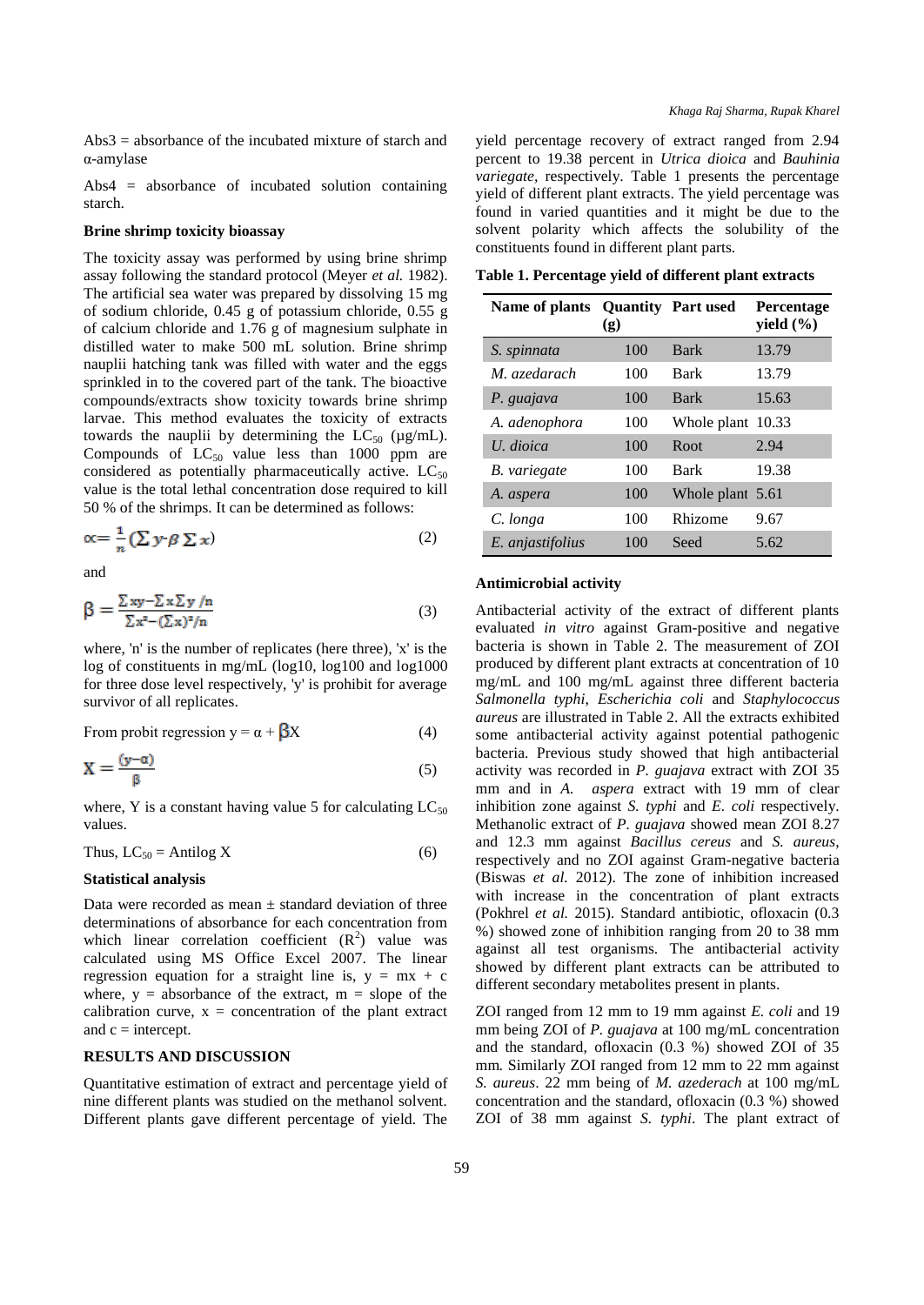Abs3 = absorbance of the incubated mixture of starch and α-amylase

Abs4 = absorbance of incubated solution containing starch.

### Brine shrimp toxicity bioassay

The toxicity assay was performed by using brine shrimp assay following the standard protocol (Meyer *et al.* 1982). The artificial sea water was prepared by dissolving 15 mg of sodium chloride, 0.45 g of potassium chloride, 0.55 g of calcium chloride and 1.76 g of magnesium sulphate in distilled water to make 500 mL solution. Brine shrimp nauplii hatching tank was filled with water and the eggs sprinkled in to the covered part of the tank. The bioactive compounds/extracts show toxicity towards brine shrimp larvae. This method evaluates the toxicity of extracts towards the nauplii by determining the $LC_{50}$ (μg/mL). Compounds of $LC_{50}$ value less than 1000 ppm are considered as potentially pharmaceutically active. $LC_{50}$ value is the total lethal concentration dose required to kill 50 % of the shrimps. It can be determined as follows:

$$\alpha = \frac{1}{n}(\sum y - \beta \sum x) \quad (2)$$

and

$$\beta = \frac{\sum xy - \sum x \sum y / n}{\sum x^2 - (\sum x)^2 / n} \quad (3)$$

where, 'n' is the number of replicates (here three), 'x' is the log of constituents in mg/mL (log10, log100 and log1000 for three dose level respectively, 'y' is prohibit for average survivor of all replicates.

From probit regression $y = \alpha + \beta X$ (4)

$$X = \frac{(y - \alpha)}{\beta} \quad (5)$$

where, Y is a constant having value 5 for calculating $LC_{50}$ values.

Thus, $LC_{50}$ = Antilog X (6)

### Statistical analysis

Data were recorded as mean ± standard deviation of three determinations of absorbance for each concentration from which linear correlation coefficient ($R^2$) value was calculated using MS Office Excel 2007. The linear regression equation for a straight line is, $y = mx + c$ where, y = absorbance of the extract, m = slope of the calibration curve, x = concentration of the plant extract and c = intercept.

## RESULTS AND DISCUSSION

Quantitative estimation of extract and percentage yield of nine different plants was studied on the methanol solvent. Different plants gave different percentage of yield. The yield percentage recovery of extract ranged from 2.94 percent to 19.38 percent in *Utrica dioica* and *Bauhinia variegate*, respectively. Table 1 presents the percentage yield of different plant extracts. The yield percentage was found in varied quantities and it might be due to the solvent polarity which affects the solubility of the constituents found in different plant parts.

**Table 1. Percentage yield of different plant extracts**

| Name of plants | Quantity (g) | Part used | Percentage yield (%) |
|---|---|---|---|
| *S. spinnata* | 100 | Bark | 13.79 |
| *M. azedarach* | 100 | Bark | 13.79 |
| *P. guajava* | 100 | Bark | 15.63 |
| *A. adenophora* | 100 | Whole plant | 10.33 |
| *U. dioica* | 100 | Root | 2.94 |
| *B. variegate* | 100 | Bark | 19.38 |
| *A. aspera* | 100 | Whole plant | 5.61 |
| *C. longa* | 100 | Rhizome | 9.67 |
| *E. anjastifolius* | 100 | Seed | 5.62 |

### Antimicrobial activity

Antibacterial activity of the extract of different plants evaluated *in vitro* against Gram-positive and negative bacteria is shown in Table 2. The measurement of ZOI produced by different plant extracts at concentration of 10 mg/mL and 100 mg/mL against three different bacteria *Salmonella typhi*, *Escherichia coli* and *Staphylococcus aureus* are illustrated in Table 2. All the extracts exhibited some antibacterial activity against potential pathogenic bacteria. Previous study showed that high antibacterial activity was recorded in *P. guajava* extract with ZOI 35 mm and in *A. aspera* extract with 19 mm of clear inhibition zone against *S. typhi* and *E. coli* respectively. Methanolic extract of *P. guajava* showed mean ZOI 8.27 and 12.3 mm against *Bacillus cereus* and *S. aureus*, respectively and no ZOI against Gram-negative bacteria (Biswas *et al.* 2012). The zone of inhibition increased with increase in the concentration of plant extracts (Pokhrel *et al.* 2015). Standard antibiotic, ofloxacin (0.3 %) showed zone of inhibition ranging from 20 to 38 mm against all test organisms. The antibacterial activity showed by different plant extracts can be attributed to different secondary metabolites present in plants.

ZOI ranged from 12 mm to 19 mm against *E. coli* and 19 mm being ZOI of *P. guajava* at 100 mg/mL concentration and the standard, ofloxacin (0.3 %) showed ZOI of 35 mm. Similarly ZOI ranged from 12 mm to 22 mm against *S. aureus*. 22 mm being of *M. azederach* at 100 mg/mL concentration and the standard, ofloxacin (0.3 %) showed ZOI of 38 mm against *S. typhi*. The plant extract of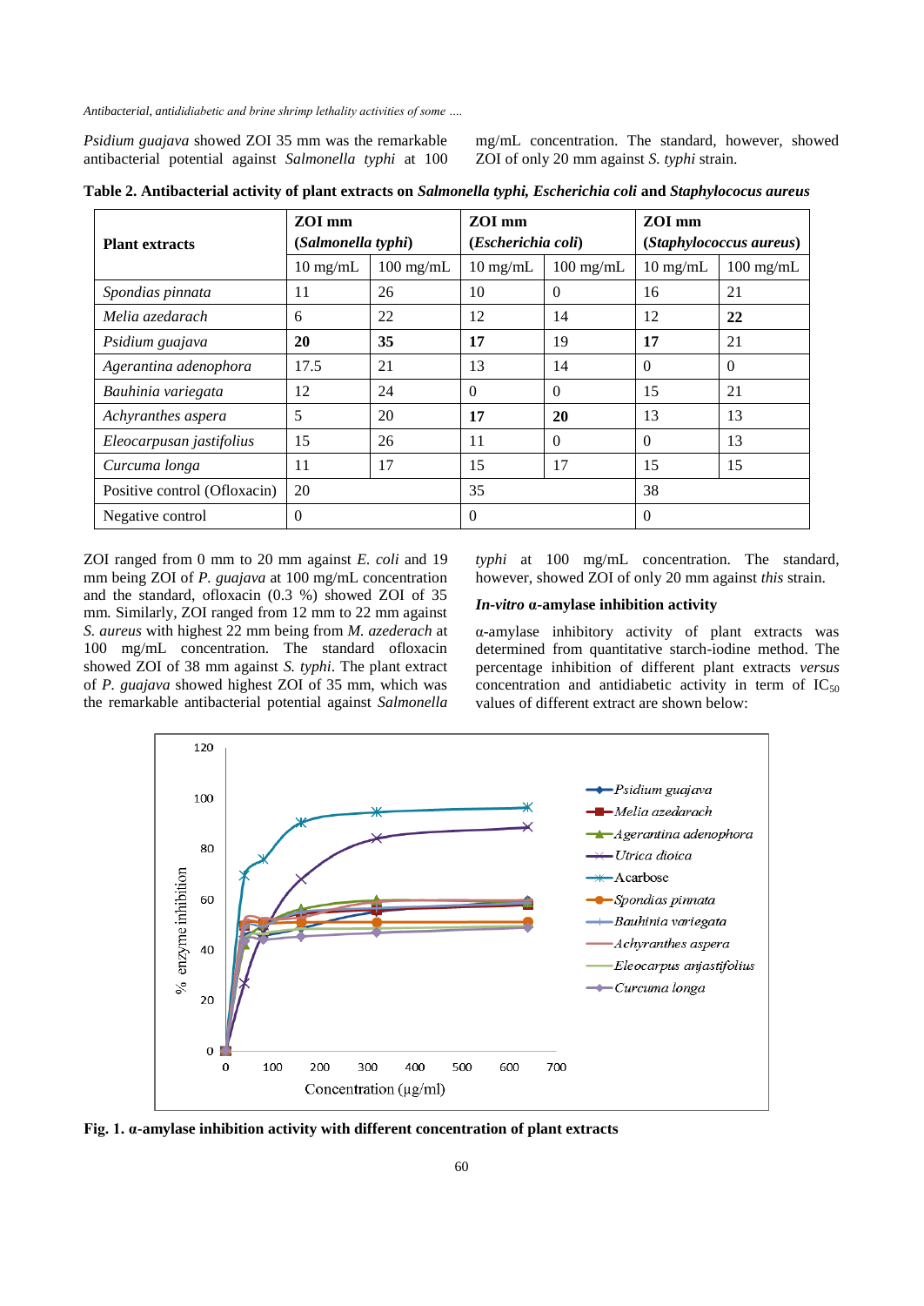*Psidium guajava* showed ZOI 35 mm was the remarkable antibacterial potential against *Salmonella typhi* at 100 mg/mL concentration. The standard, however, showed ZOI of only 20 mm against *S. typhi* strain.

**Table 2. Antibacterial activity of plant extracts on *Salmonella typhi, Escherichia coli* and *Staphylococus aureus***

| Plant extracts | ZOI mm (*Salmonella typhi*) | | ZOI mm (*Escherichia coli*) | | ZOI mm (*Staphylococcus aureus*) | |
|---|---|---|---|---|---|---|
| | 10 mg/mL | 100 mg/mL | 10 mg/mL | 100 mg/mL | 10 mg/mL | 100 mg/mL |
| *Spondias pinnata* | 11 | 26 | 10 | 0 | 16 | 21 |
| *Melia azedarach* | 6 | 22 | 12 | 14 | 12 | **22** |
| *Psidium guajava* | **20** | **35** | **17** | 19 | **17** | 21 |
| *Agerantina adenophora* | 17.5 | 21 | 13 | 14 | 0 | 0 |
| *Bauhinia variegata* | 12 | 24 | 0 | 0 | 15 | 21 |
| *Achyranthes aspera* | 5 | 20 | **17** | **20** | 13 | 13 |
| *Eleocarpusan jastifolius* | 15 | 26 | 11 | 0 | 0 | 13 |
| *Curcuma longa* | 11 | 17 | 15 | 17 | 15 | 15 |
| Positive control (Ofloxacin) | 20 | | 35 | | 38 | |
| Negative control | 0 | | 0 | | 0 | |

ZOI ranged from 0 mm to 20 mm against *E. coli* and 19 mm being ZOI of *P. guajava* at 100 mg/mL concentration and the standard, ofloxacin (0.3 %) showed ZOI of 35 mm. Similarly, ZOI ranged from 12 mm to 22 mm against *S. aureus* with highest 22 mm being from *M. azederach* at 100 mg/mL concentration. The standard ofloxacin showed ZOI of 38 mm against *S. typhi*. The plant extract of *P. guajava* showed highest ZOI of 35 mm, which was the remarkable antibacterial potential against *Salmonella typhi* at 100 mg/mL concentration. The standard, however, showed ZOI of only 20 mm against *this* strain.

### *In-vitro* α-amylase inhibition activity

α-amylase inhibitory activity of plant extracts was determined from quantitative starch-iodine method. The percentage inhibition of different plant extracts *versus* concentration and antidiabetic activity in term of $IC_{50}$ values of different extract are shown below:

120
100
80
60
40
20
0
0 100 200 300 400 500 600 700
% enzyme inhibition
Concentration (µg/ml)
*Psidium guajava*
*Melia azedarach*
*Agerantina adenophora*
*Utrica dioica*
Acarbose
*Spondias pinnata*
*Bauhinia variegata*
*Achyranthes aspera*
*Eleocarpus anjastifolius*
*Curcuma longa*

**Fig. 1. α-amylase inhibition activity with different concentration of plant extracts**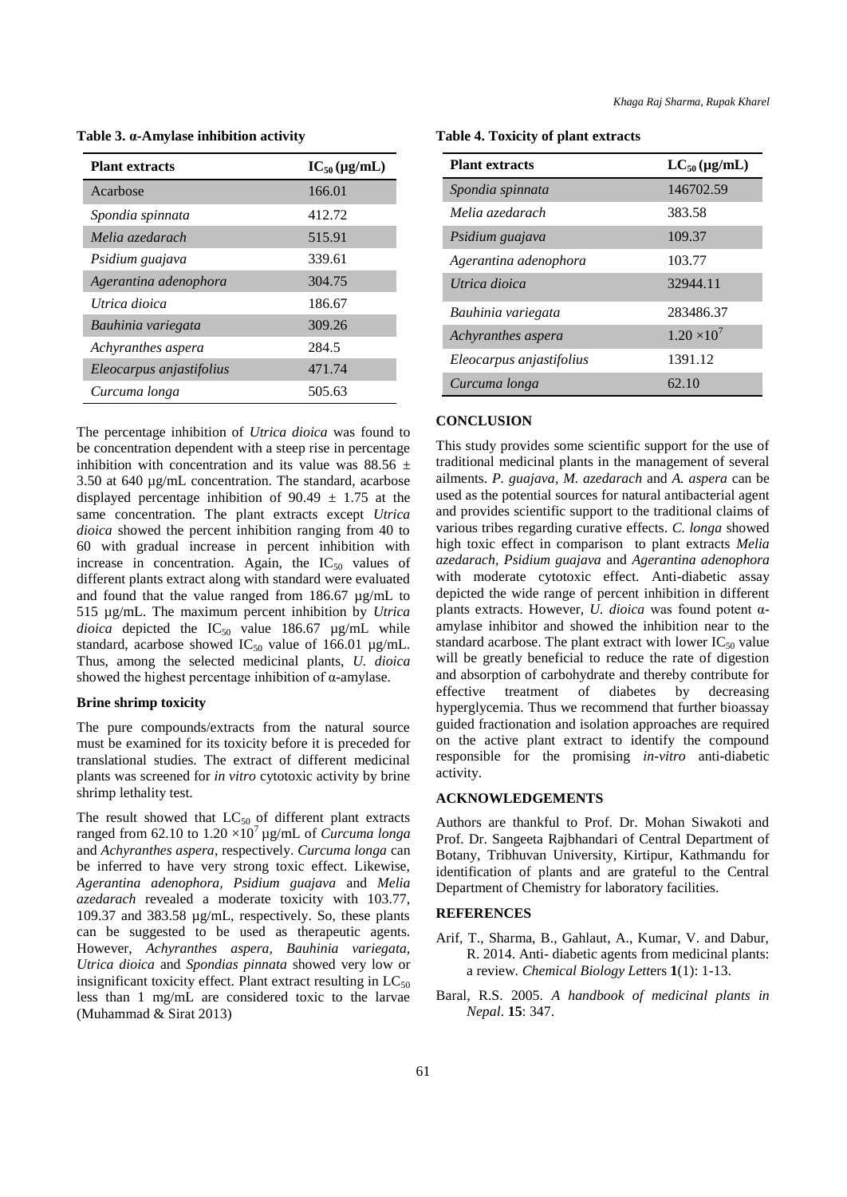**Table 3. α-Amylase inhibition activity**

| Plant extracts | $IC_{50}$ (µg/mL) |
|---|---|
| Acarbose | 166.01 |
| *Spondia spinnata* | 412.72 |
| *Melia azedarach* | 515.91 |
| *Psidium guajava* | 339.61 |
| *Agerantina adenophora* | 304.75 |
| *Utrica dioica* | 186.67 |
| *Bauhinia variegata* | 309.26 |
| *Achyranthes aspera* | 284.5 |
| *Eleocarpus anjastifolius* | 471.74 |
| *Curcuma longa* | 505.63 |

The percentage inhibition of *Utrica dioica* was found to be concentration dependent with a steep rise in percentage inhibition with concentration and its value was 88.56 ± 3.50 at 640 µg/mL concentration. The standard, acarbose displayed percentage inhibition of 90.49 ± 1.75 at the same concentration. The plant extracts except *Utrica dioica* showed the percent inhibition ranging from 40 to 60 with gradual increase in percent inhibition with increase in concentration. Again, the $IC_{50}$ values of different plants extract along with standard were evaluated and found that the value ranged from 186.67 µg/mL to 515 µg/mL. The maximum percent inhibition by *Utrica dioica* depicted the $IC_{50}$ value 186.67 µg/mL while standard, acarbose showed $IC_{50}$ value of 166.01 µg/mL. Thus, among the selected medicinal plants, *U. dioica* showed the highest percentage inhibition of α-amylase.

### Brine shrimp toxicity

The pure compounds/extracts from the natural source must be examined for its toxicity before it is preceded for translational studies. The extract of different medicinal plants was screened for *in vitro* cytotoxic activity by brine shrimp lethality test.

The result showed that $LC_{50}$ of different plant extracts ranged from 62.10 to $1.20 \times 10^7$ µg/mL of *Curcuma longa* and *Achyranthes aspera*, respectively. *Curcuma longa* can be inferred to have very strong toxic effect. Likewise, *Agerantina adenophora, Psidium guajava* and *Melia azedarach* revealed a moderate toxicity with 103.77, 109.37 and 383.58 µg/mL, respectively. So, these plants can be suggested to be used as therapeutic agents. However, *Achyranthes aspera, Bauhinia variegata, Utrica dioica* and *Spondias pinnata* showed very low or insignificant toxicity effect. Plant extract resulting in $LC_{50}$ less than 1 mg/mL are considered toxic to the larvae (Muhammad & Sirat 2013)

**Table 4. Toxicity of plant extracts**

| Plant extracts | $LC_{50}$ (µg/mL) |
|---|---|
| *Spondia spinnata* | 146702.59 |
| *Melia azedarach* | 383.58 |
| *Psidium guajava* | 109.37 |
| *Agerantina adenophora* | 103.77 |
| *Utrica dioica* | 32944.11 |
| *Bauhinia variegata* | 283486.37 |
| *Achyranthes aspera* | $1.20 \times 10^7$ |
| *Eleocarpus anjastifolius* | 1391.12 |
| *Curcuma longa* | 62.10 |

## CONCLUSION

This study provides some scientific support for the use of traditional medicinal plants in the management of several ailments. *P. guajava, M. azedarach* and *A. aspera* can be used as the potential sources for natural antibacterial agent and provides scientific support to the traditional claims of various tribes regarding curative effects. *C. longa* showed high toxic effect in comparison to plant extracts *Melia azedarach, Psidium guajava* and *Agerantina adenophora* with moderate cytotoxic effect. Anti-diabetic assay depicted the wide range of percent inhibition in different plants extracts. However, *U. dioica* was found potent α-amylase inhibitor and showed the inhibition near to the standard acarbose. The plant extract with lower $IC_{50}$ value will be greatly beneficial to reduce the rate of digestion and absorption of carbohydrate and thereby contribute for effective treatment of diabetes by decreasing hyperglycemia. Thus we recommend that further bioassay guided fractionation and isolation approaches are required on the active plant extract to identify the compound responsible for the promising *in-vitro* anti-diabetic activity.

## ACKNOWLEDGEMENTS

Authors are thankful to Prof. Dr. Mohan Siwakoti and Prof. Dr. Sangeeta Rajbhandari of Central Department of Botany, Tribhuvan University, Kirtipur, Kathmandu for identification of plants and are grateful to the Central Department of Chemistry for laboratory facilities.

## REFERENCES

Arif, T., Sharma, B., Gahlaut, A., Kumar, V. and Dabur, R. 2014. Anti- diabetic agents from medicinal plants: a review. *Chemical Biology Lett*ers **1**(1): 1-13.

Baral, R.S. 2005. *A handbook of medicinal plants in Nepal*. **15**: 347.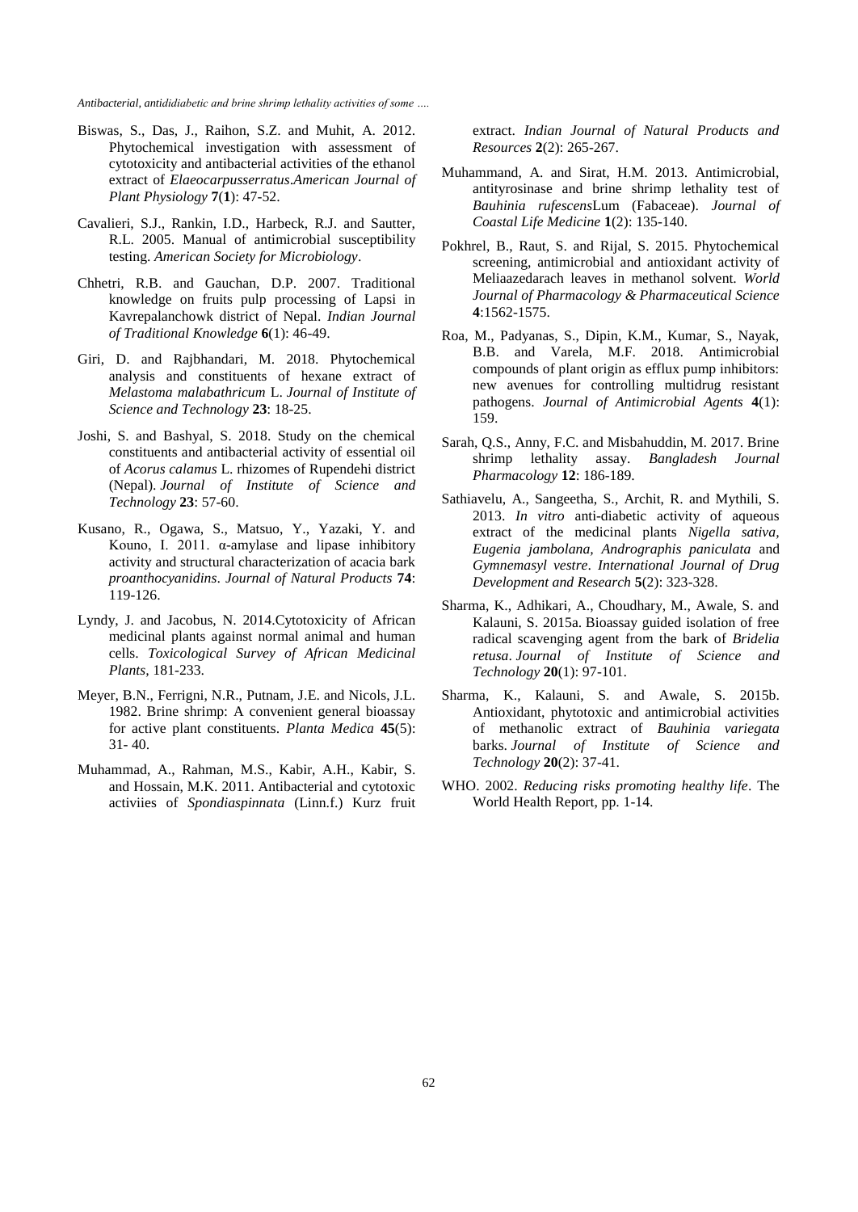Biswas, S., Das, J., Raihon, S.Z. and Muhit, A. 2012. Phytochemical investigation with assessment of cytotoxicity and antibacterial activities of the ethanol extract of *Elaeocarpusserratus*.*American Journal of Plant Physiology* **7**(**1**): 47-52.

Cavalieri, S.J., Rankin, I.D., Harbeck, R.J. and Sautter, R.L. 2005. Manual of antimicrobial susceptibility testing. *American Society for Microbiology*.

Chhetri, R.B. and Gauchan, D.P. 2007. Traditional knowledge on fruits pulp processing of Lapsi in Kavrepalanchowk district of Nepal. *Indian Journal of Traditional Knowledge* **6**(1): 46-49.

Giri, D. and Rajbhandari, M. 2018. Phytochemical analysis and constituents of hexane extract of *Melastoma malabathricum* L. *Journal of Institute of Science and Technology* **23**: 18-25.

Joshi, S. and Bashyal, S. 2018. Study on the chemical constituents and antibacterial activity of essential oil of *Acorus calamus* L. rhizomes of Rupendehi district (Nepal). *Journal of Institute of Science and Technology* **23**: 57-60.

Kusano, R., Ogawa, S., Matsuo, Y., Yazaki, Y. and Kouno, I. 2011. α-amylase and lipase inhibitory activity and structural characterization of acacia bark *proanthocyanidins*. *Journal of Natural Products* **74**: 119-126.

Lyndy, J. and Jacobus, N. 2014.Cytotoxicity of African medicinal plants against normal animal and human cells. *Toxicological Survey of African Medicinal Plants*, 181-233.

Meyer, B.N., Ferrigni, N.R., Putnam, J.E. and Nicols, J.L. 1982. Brine shrimp: A convenient general bioassay for active plant constituents. *Planta Medica* **45**(5): 31- 40.

Muhammad, A., Rahman, M.S., Kabir, A.H., Kabir, S. and Hossain, M.K. 2011. Antibacterial and cytotoxic activiies of *Spondiaspinnata* (Linn.f.) Kurz fruit extract. *Indian Journal of Natural Products and Resources* **2**(2): 265-267.

Muhammand, A. and Sirat, H.M. 2013. Antimicrobial, antityrosinase and brine shrimp lethality test of *Bauhinia rufescens*Lum (Fabaceae). *Journal of Coastal Life Medicine* **1**(2): 135-140.

Pokhrel, B., Raut, S. and Rijal, S. 2015. Phytochemical screening, antimicrobial and antioxidant activity of Meliaazedarach leaves in methanol solvent. *World Journal of Pharmacology & Pharmaceutical Science* **4**:1562-1575.

Roa, M., Padyanas, S., Dipin, K.M., Kumar, S., Nayak, B.B. and Varela, M.F. 2018. Antimicrobial compounds of plant origin as efflux pump inhibitors: new avenues for controlling multidrug resistant pathogens. *Journal of Antimicrobial Agents* **4**(1): 159.

Sarah, Q.S., Anny, F.C. and Misbahuddin, M. 2017. Brine shrimp lethality assay. *Bangladesh Journal Pharmacology* **12**: 186-189.

Sathiavelu, A., Sangeetha, S., Archit, R. and Mythili, S. 2013. *In vitro* anti-diabetic activity of aqueous extract of the medicinal plants *Nigella sativa, Eugenia jambolana, Andrographis paniculata* and *Gymnemasyl vestre*. *International Journal of Drug Development and Research* **5**(2): 323-328.

Sharma, K., Adhikari, A., Choudhary, M., Awale, S. and Kalauni, S. 2015a. Bioassay guided isolation of free radical scavenging agent from the bark of *Bridelia retusa*. *Journal of Institute of Science and Technology* **20**(1): 97-101.

Sharma, K., Kalauni, S. and Awale, S. 2015b. Antioxidant, phytotoxic and antimicrobial activities of methanolic extract of *Bauhinia variegata* barks. *Journal of Institute of Science and Technology* **20**(2): 37-41.

WHO. 2002. *Reducing risks promoting healthy life*. The World Health Report, pp. 1-14.